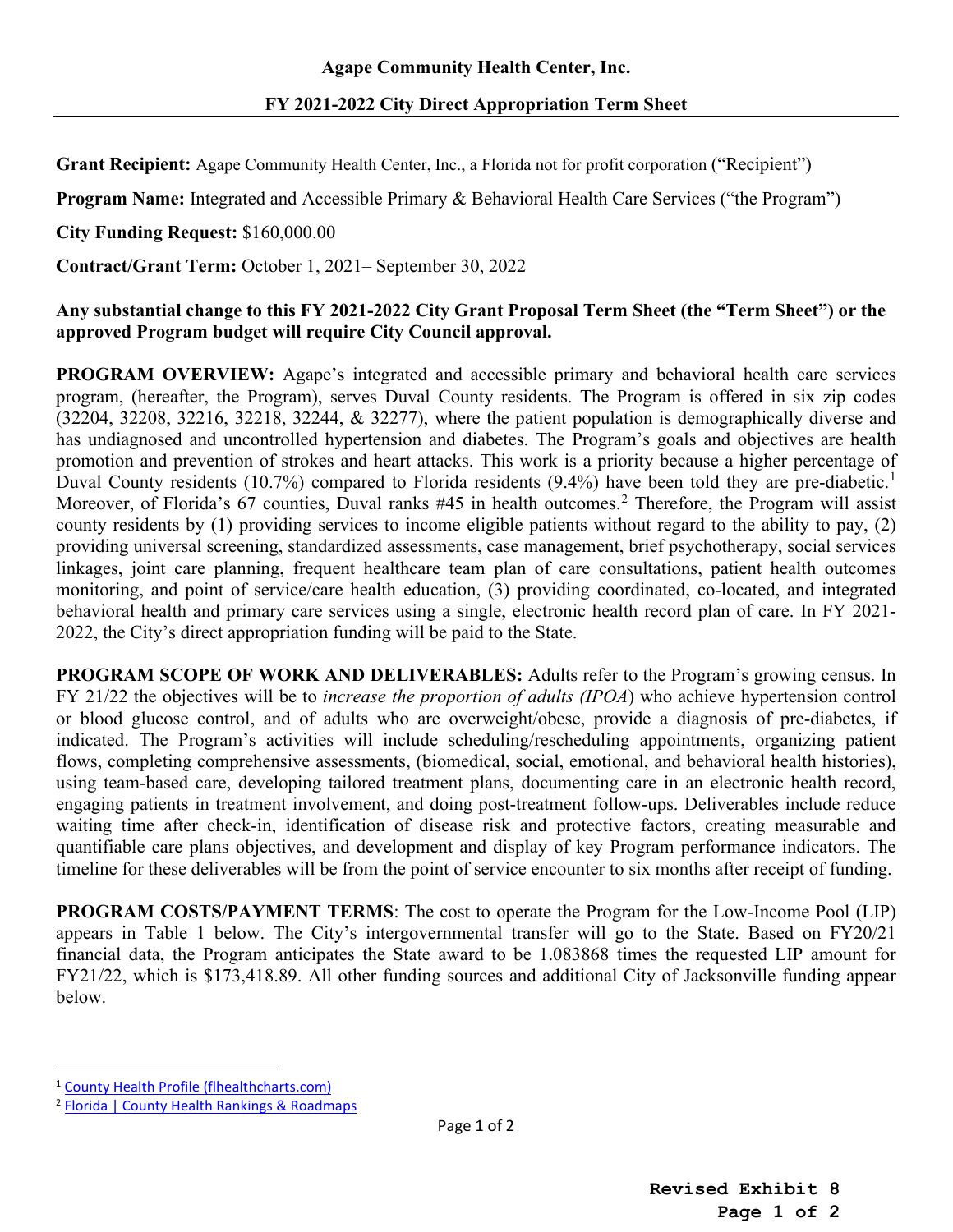**Agape Community Health Center, Inc.**

**FY 2021-2022 City Direct Appropriation Term Sheet**

**Grant Recipient:** Agape Community Health Center, Inc., a Florida not for profit corporation ("Recipient")

**Program Name:** Integrated and Accessible Primary & Behavioral Health Care Services ("the Program")

**City Funding Request:** $160,000.00

**Contract/Grant Term:** October 1, 2021– September 30, 2022

**Any substantial change to this FY 2021-2022 City Grant Proposal Term Sheet (the "Term Sheet") or the approved Program budget will require City Council approval.**

**PROGRAM OVERVIEW:** Agape's integrated and accessible primary and behavioral health care services program, (hereafter, the Program), serves Duval County residents. The Program is offered in six zip codes (32204, 32208, 32216, 32218, 32244, & 32277), where the patient population is demographically diverse and has undiagnosed and uncontrolled hypertension and diabetes. The Program's goals and objectives are health promotion and prevention of strokes and heart attacks. This work is a priority because a higher percentage of Duval County residents (10.7%) compared to Florida residents (9.4%) have been told they are pre-diabetic.[1] Moreover, of Florida's 67 counties, Duval ranks #45 in health outcomes.[2] Therefore, the Program will assist county residents by (1) providing services to income eligible patients without regard to the ability to pay, (2) providing universal screening, standardized assessments, case management, brief psychotherapy, social services linkages, joint care planning, frequent healthcare team plan of care consultations, patient health outcomes monitoring, and point of service/care health education, (3) providing coordinated, co-located, and integrated behavioral health and primary care services using a single, electronic health record plan of care. In FY 2021-2022, the City's direct appropriation funding will be paid to the State.

**PROGRAM SCOPE OF WORK AND DELIVERABLES:** Adults refer to the Program's growing census. In FY 21/22 the objectives will be to *increase the proportion of adults (IPOA*) who achieve hypertension control or blood glucose control, and of adults who are overweight/obese, provide a diagnosis of pre-diabetes, if indicated. The Program's activities will include scheduling/rescheduling appointments, organizing patient flows, completing comprehensive assessments, (biomedical, social, emotional, and behavioral health histories), using team-based care, developing tailored treatment plans, documenting care in an electronic health record, engaging patients in treatment involvement, and doing post-treatment follow-ups. Deliverables include reduce waiting time after check-in, identification of disease risk and protective factors, creating measurable and quantifiable care plans objectives, and development and display of key Program performance indicators. The timeline for these deliverables will be from the point of service encounter to six months after receipt of funding.

**PROGRAM COSTS/PAYMENT TERMS**: The cost to operate the Program for the Low-Income Pool (LIP) appears in Table 1 below. The City's intergovernmental transfer will go to the State. Based on FY20/21 financial data, the Program anticipates the State award to be 1.083868 times the requested LIP amount for FY21/22, which is $173,418.89. All other funding sources and additional City of Jacksonville funding appear below.

---

[1] County Health Profile (flhealthcharts.com)

[2] Florida | County Health Rankings & Roadmaps

**Revised Exhibit 8**
**Page 1 of 2**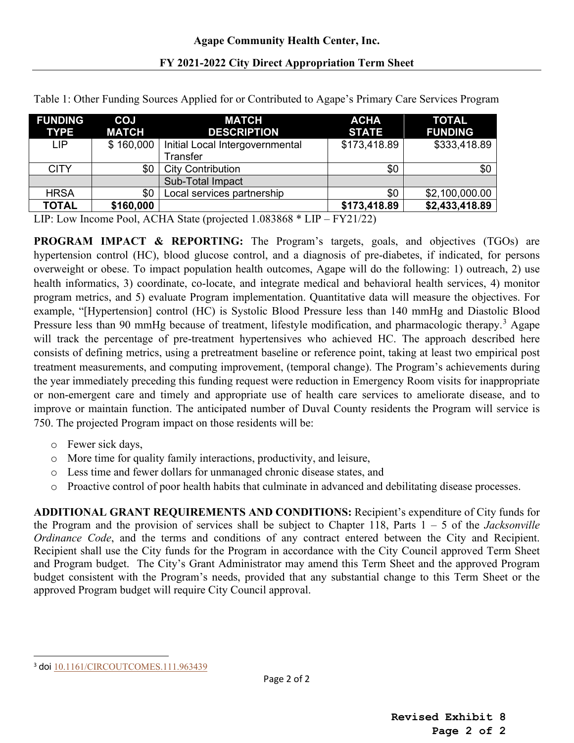Agape Community Health Center, Inc.

FY 2021-2022 City Direct Appropriation Term Sheet

Table 1: Other Funding Sources Applied for or Contributed to Agape's Primary Care Services Program

| FUNDING TYPE | COJ MATCH | MATCH DESCRIPTION | ACHA STATE | TOTAL FUNDING |
|---|---|---|---|---|
| LIP | $ 160,000 | Initial Local Intergovernmental Transfer | $173,418.89 | $333,418.89 |
| CITY | $0 | City Contribution | $0 | $0 |
| | | Sub-Total Impact | | |
| HRSA | $0 | Local services partnership | $0 | $2,100,000.00 |
| **TOTAL** | **$160,000** | | **$173,418.89** | **$2,433,418.89** |

LIP: Low Income Pool, ACHA State (projected 1.083868 * LIP – FY21/22)

**PROGRAM IMPACT & REPORTING:** The Program's targets, goals, and objectives (TGOs) are hypertension control (HC), blood glucose control, and a diagnosis of pre-diabetes, if indicated, for persons overweight or obese. To impact population health outcomes, Agape will do the following: 1) outreach, 2) use health informatics, 3) coordinate, co-locate, and integrate medical and behavioral health services, 4) monitor program metrics, and 5) evaluate Program implementation. Quantitative data will measure the objectives. For example, "[Hypertension] control (HC) is Systolic Blood Pressure less than 140 mmHg and Diastolic Blood Pressure less than 90 mmHg because of treatment, lifestyle modification, and pharmacologic therapy.[3] Agape will track the percentage of pre-treatment hypertensives who achieved HC. The approach described here consists of defining metrics, using a pretreatment baseline or reference point, taking at least two empirical post treatment measurements, and computing improvement, (temporal change). The Program's achievements during the year immediately preceding this funding request were reduction in Emergency Room visits for inappropriate or non-emergent care and timely and appropriate use of health care services to ameliorate disease, and to improve or maintain function. The anticipated number of Duval County residents the Program will service is 750. The projected Program impact on those residents will be:

- Fewer sick days,
- More time for quality family interactions, productivity, and leisure,
- Less time and fewer dollars for unmanaged chronic disease states, and
- Proactive control of poor health habits that culminate in advanced and debilitating disease processes.

**ADDITIONAL GRANT REQUIREMENTS AND CONDITIONS:** Recipient's expenditure of City funds for the Program and the provision of services shall be subject to Chapter 118, Parts 1 – 5 of the *Jacksonville Ordinance Code*, and the terms and conditions of any contract entered between the City and Recipient. Recipient shall use the City funds for the Program in accordance with the City Council approved Term Sheet and Program budget. The City's Grant Administrator may amend this Term Sheet and the approved Program budget consistent with the Program's needs, provided that any substantial change to this Term Sheet or the approved Program budget will require City Council approval.

[3] doi 10.1161/CIRCOUTCOMES.111.963439

**Revised Exhibit 8**